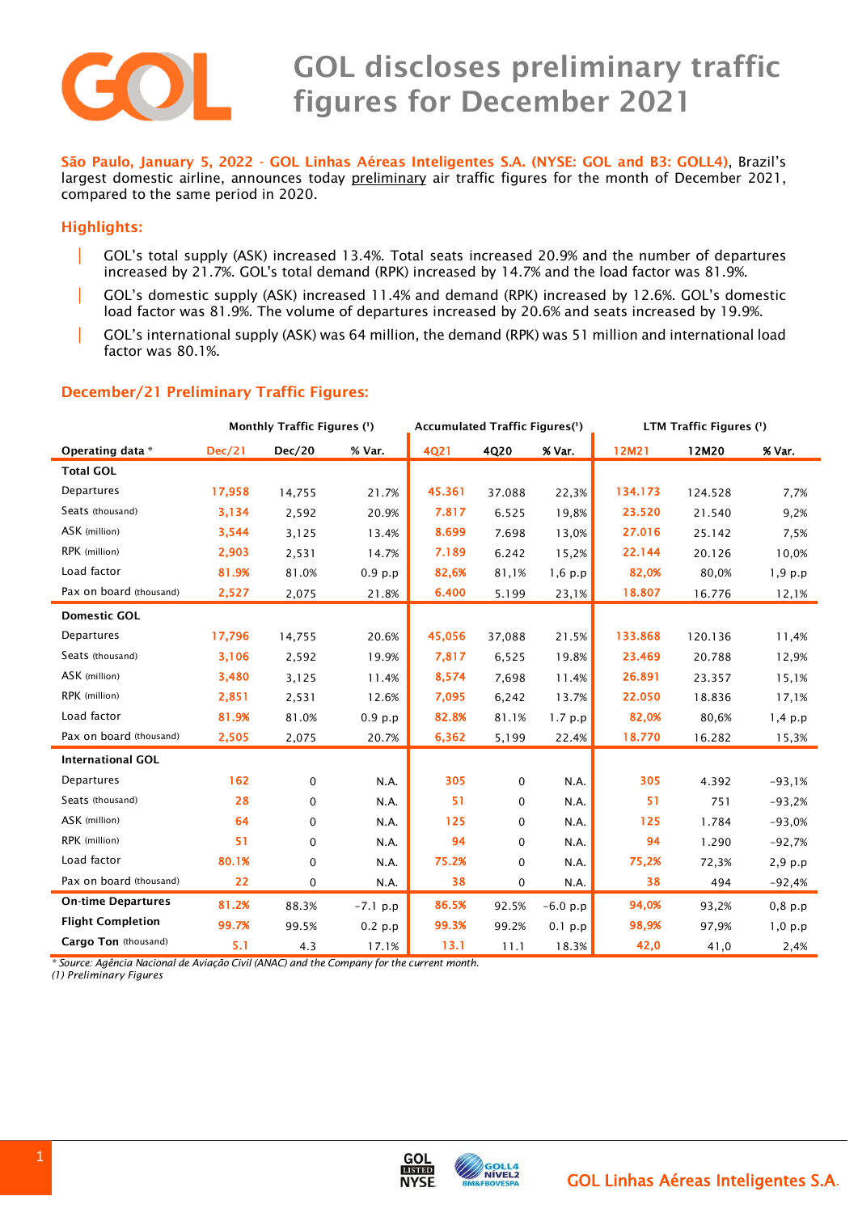# GOL discloses preliminary traffic figures for December 2021

**São Paulo, January 5, 2022 - GOL Linhas Aéreas Inteligentes S.A. (NYSE: GOL and B3: GOLL4)**, Brazil's largest domestic airline, announces today preliminary air traffic figures for the month of December 2021, compared to the same period in 2020.

## Highlights:

- GOL's total supply (ASK) increased 13.4%. Total seats increased 20.9% and the number of departures increased by 21.7%. GOL's total demand (RPK) increased by 14.7% and the load factor was 81.9%.
- GOL's domestic supply (ASK) increased 11.4% and demand (RPK) increased by 12.6%. GOL's domestic load factor was 81.9%. The volume of departures increased by 20.6% and seats increased by 19.9%.
- GOL's international supply (ASK) was 64 million, the demand (RPK) was 51 million and international load factor was 80.1%.

## December/21 Preliminary Traffic Figures:

| | Monthly Traffic Figures (1) | | | Accumulated Traffic Figures(1) | | | LTM Traffic Figures (1) | | |
|---|---|---|---|---|---|---|---|---|---|
| **Operating data \*** | **Dec/21** | **Dec/20** | **% Var.** | **4Q21** | **4Q20** | **% Var.** | **12M21** | **12M20** | **% Var.** |
| **Total GOL** | | | | | | | | | |
| Departures | 17,958 | 14,755 | 21.7% | 45.361 | 37.088 | 22,3% | 134.173 | 124.528 | 7,7% |
| Seats (thousand) | 3,134 | 2,592 | 20.9% | 7.817 | 6.525 | 19,8% | 23.520 | 21.540 | 9,2% |
| ASK (million) | 3,544 | 3,125 | 13.4% | 8.699 | 7.698 | 13,0% | 27.016 | 25.142 | 7,5% |
| RPK (million) | 2,903 | 2,531 | 14.7% | 7.189 | 6.242 | 15,2% | 22.144 | 20.126 | 10,0% |
| Load factor | 81.9% | 81.0% | 0.9 p.p | 82,6% | 81,1% | 1,6 p.p | 82,0% | 80,0% | 1,9 p.p |
| Pax on board (thousand) | 2,527 | 2,075 | 21.8% | 6.400 | 5.199 | 23,1% | 18.807 | 16.776 | 12,1% |
| **Domestic GOL** | | | | | | | | | |
| Departures | 17,796 | 14,755 | 20.6% | 45,056 | 37,088 | 21.5% | 133.868 | 120.136 | 11,4% |
| Seats (thousand) | 3,106 | 2,592 | 19.9% | 7,817 | 6,525 | 19.8% | 23.469 | 20.788 | 12,9% |
| ASK (million) | 3,480 | 3,125 | 11.4% | 8,574 | 7,698 | 11.4% | 26.891 | 23.357 | 15,1% |
| RPK (million) | 2,851 | 2,531 | 12.6% | 7,095 | 6,242 | 13.7% | 22.050 | 18.836 | 17,1% |
| Load factor | 81.9% | 81.0% | 0.9 p.p | 82.8% | 81.1% | 1.7 p.p | 82,0% | 80,6% | 1,4 p.p |
| Pax on board (thousand) | 2,505 | 2,075 | 20.7% | 6,362 | 5,199 | 22.4% | 18.770 | 16.282 | 15,3% |
| **International GOL** | | | | | | | | | |
| Departures | 162 | 0 | N.A. | 305 | 0 | N.A. | 305 | 4.392 | -93,1% |
| Seats (thousand) | 28 | 0 | N.A. | 51 | 0 | N.A. | 51 | 751 | -93,2% |
| ASK (million) | 64 | 0 | N.A. | 125 | 0 | N.A. | 125 | 1.784 | -93,0% |
| RPK (million) | 51 | 0 | N.A. | 94 | 0 | N.A. | 94 | 1.290 | -92,7% |
| Load factor | 80.1% | 0 | N.A. | 75.2% | 0 | N.A. | 75,2% | 72,3% | 2,9 p.p |
| Pax on board (thousand) | 22 | 0 | N.A. | 38 | 0 | N.A. | 38 | 494 | -92,4% |
| **On-time Departures** | 81.2% | 88.3% | -7.1 p.p | 86.5% | 92.5% | -6.0 p.p | 94,0% | 93,2% | 0,8 p.p |
| **Flight Completion** | 99.7% | 99.5% | 0.2 p.p | 99.3% | 99.2% | 0.1 p.p | 98,9% | 97,9% | 1,0 p.p |
| **Cargo Ton** (thousand) | 5.1 | 4.3 | 17.1% | 13.1 | 11.1 | 18.3% | 42,0 | 41,0 | 2,4% |

*\* Source: Agência Nacional de Aviação Civil (ANAC) and the Company for the current month.*
*(1) Preliminary Figures*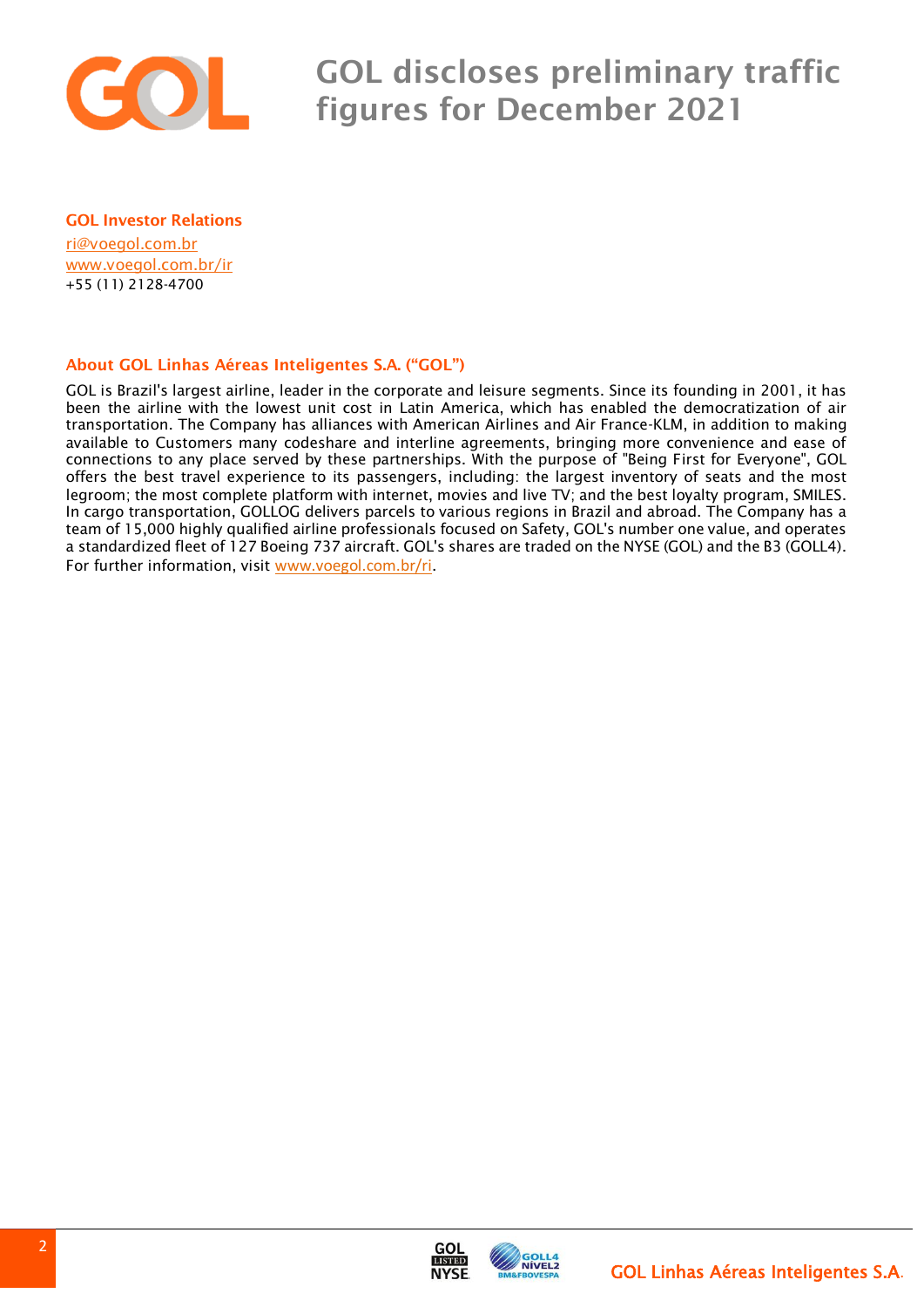**GOL Investor Relations**

ri@voegol.com.br
www.voegol.com.br/ir
+55 (11) 2128-4700

**About GOL Linhas Aéreas Inteligentes S.A. ("GOL")**

GOL is Brazil's largest airline, leader in the corporate and leisure segments. Since its founding in 2001, it has been the airline with the lowest unit cost in Latin America, which has enabled the democratization of air transportation. The Company has alliances with American Airlines and Air France-KLM, in addition to making available to Customers many codeshare and interline agreements, bringing more convenience and ease of connections to any place served by these partnerships. With the purpose of "Being First for Everyone", GOL offers the best travel experience to its passengers, including: the largest inventory of seats and the most legroom; the most complete platform with internet, movies and live TV; and the best loyalty program, SMILES. In cargo transportation, GOLLOG delivers parcels to various regions in Brazil and abroad. The Company has a team of 15,000 highly qualified airline professionals focused on Safety, GOL's number one value, and operates a standardized fleet of 127 Boeing 737 aircraft. GOL's shares are traded on the NYSE (GOL) and the B3 (GOLL4). For further information, visit www.voegol.com.br/ri.